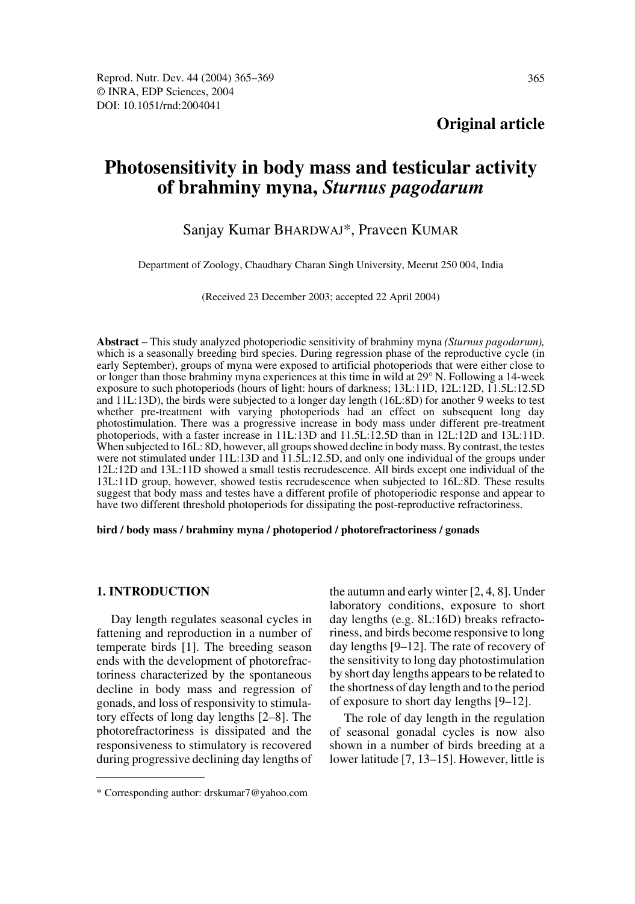**Original article**

# Photosensitivity in body mass and testicular activity of brahminy myna, *Sturnus pagodarum*

Sanjay Kumar BHARDWAJ*, Praveen KUMAR

Department of Zoology, Chaudhary Charan Singh University, Meerut 250 004, India

(Received 23 December 2003; accepted 22 April 2004)

**Abstract** – This study analyzed photoperiodic sensitivity of brahminy myna *(Sturnus pagodarum),* which is a seasonally breeding bird species. During regression phase of the reproductive cycle (in early September), groups of myna were exposed to artificial photoperiods that were either close to or longer than those brahminy myna experiences at this time in wild at 29° N. Following a 14-week exposure to such photoperiods (hours of light: hours of darkness; 13L:11D, 12L:12D, 11.5L:12.5D and 11L:13D), the birds were subjected to a longer day length (16L:8D) for another 9 weeks to test whether pre-treatment with varying photoperiods had an effect on subsequent long day photostimulation. There was a progressive increase in body mass under different pre-treatment photoperiods, with a faster increase in 11L:13D and 11.5L:12.5D than in 12L:12D and 13L:11D. When subjected to 16L: 8D, however, all groups showed decline in body mass. By contrast, the testes were not stimulated under 11L:13D and 11.5L:12.5D, and only one individual of the groups under 12L:12D and 13L:11D showed a small testis recrudescence. All birds except one individual of the 13L:11D group, however, showed testis recrudescence when subjected to 16L:8D. These results suggest that body mass and testes have a different profile of photoperiodic response and appear to have two different threshold photoperiods for dissipating the post-reproductive refractoriness.

**bird / body mass / brahminy myna / photoperiod / photorefractoriness / gonads**

## 1. INTRODUCTION

Day length regulates seasonal cycles in fattening and reproduction in a number of temperate birds [1]. The breeding season ends with the development of photorefractoriness characterized by the spontaneous decline in body mass and regression of gonads, and loss of responsivity to stimulatory effects of long day lengths [2–8]. The photorefractoriness is dissipated and the responsiveness to stimulatory is recovered during progressive declining day lengths of the autumn and early winter [2, 4, 8]. Under laboratory conditions, exposure to short day lengths (e.g. 8L:16D) breaks refractoriness, and birds become responsive to long day lengths [9–12]. The rate of recovery of the sensitivity to long day photostimulation by short day lengths appears to be related to the shortness of day length and to the period of exposure to short day lengths [9–12].

The role of day length in the regulation of seasonal gonadal cycles is now also shown in a number of birds breeding at a lower latitude [7, 13–15]. However, little is

* Corresponding author: drskumar7@yahoo.com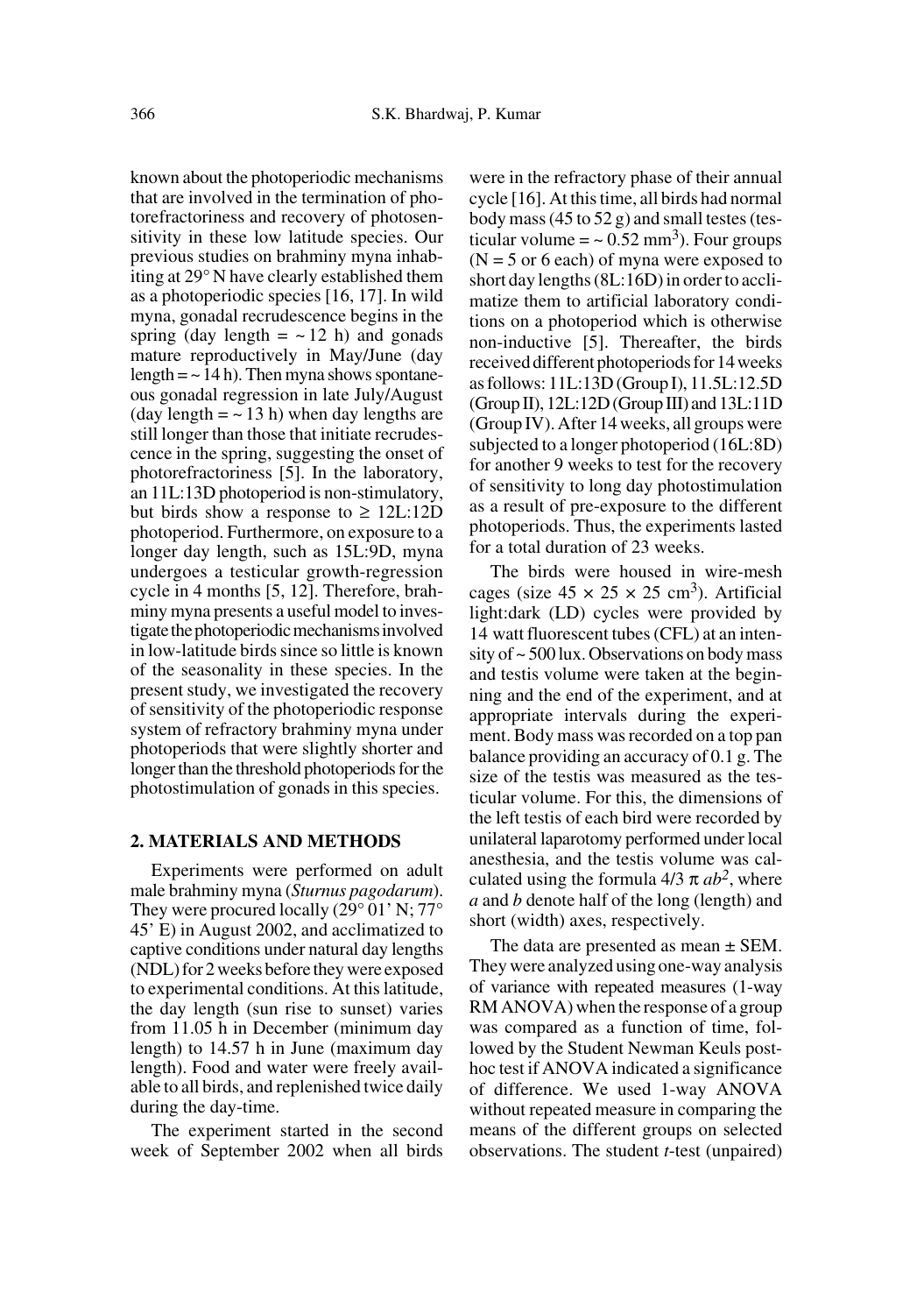known about the photoperiodic mechanisms that are involved in the termination of photorefractoriness and recovery of photosensitivity in these low latitude species. Our previous studies on brahminy myna inhabiting at 29° N have clearly established them as a photoperiodic species [16, 17]. In wild myna, gonadal recrudescence begins in the spring (day length = ~ 12 h) and gonads mature reproductively in May/June (day length = ~ 14 h). Then myna shows spontaneous gonadal regression in late July/August (day length = ~ 13 h) when day lengths are still longer than those that initiate recrudescence in the spring, suggesting the onset of photorefractoriness [5]. In the laboratory, an 11L:13D photoperiod is non-stimulatory, but birds show a response to ≥ 12L:12D photoperiod. Furthermore, on exposure to a longer day length, such as 15L:9D, myna undergoes a testicular growth-regression cycle in 4 months [5, 12]. Therefore, brahminy myna presents a useful model to investigate the photoperiodic mechanisms involved in low-latitude birds since so little is known of the seasonality in these species. In the present study, we investigated the recovery of sensitivity of the photoperiodic response system of refractory brahminy myna under photoperiods that were slightly shorter and longer than the threshold photoperiods for the photostimulation of gonads in this species.

## 2. MATERIALS AND METHODS

Experiments were performed on adult male brahminy myna (*Sturnus pagodarum*). They were procured locally (29° 01' N; 77° 45' E) in August 2002, and acclimatized to captive conditions under natural day lengths (NDL) for 2 weeks before they were exposed to experimental conditions. At this latitude, the day length (sun rise to sunset) varies from 11.05 h in December (minimum day length) to 14.57 h in June (maximum day length). Food and water were freely available to all birds, and replenished twice daily during the day-time.

The experiment started in the second week of September 2002 when all birds were in the refractory phase of their annual cycle [16]. At this time, all birds had normal body mass (45 to 52 g) and small testes (testicular volume = ~ 0.52 $mm^3$). Four groups (N = 5 or 6 each) of myna were exposed to short day lengths (8L:16D) in order to acclimatize them to artificial laboratory conditions on a photoperiod which is otherwise non-inductive [5]. Thereafter, the birds received different photoperiods for 14 weeks as follows: 11L:13D (Group I), 11.5L:12.5D (Group II), 12L:12D (Group III) and 13L:11D (Group IV). After 14 weeks, all groups were subjected to a longer photoperiod (16L:8D) for another 9 weeks to test for the recovery of sensitivity to long day photostimulation as a result of pre-exposure to the different photoperiods. Thus, the experiments lasted for a total duration of 23 weeks.

The birds were housed in wire-mesh cages (size 45 × 25 × 25 $cm^3$). Artificial light:dark (LD) cycles were provided by 14 watt fluorescent tubes (CFL) at an intensity of ~ 500 lux. Observations on body mass and testis volume were taken at the beginning and the end of the experiment, and at appropriate intervals during the experiment. Body mass was recorded on a top pan balance providing an accuracy of 0.1 g. The size of the testis was measured as the testicular volume. For this, the dimensions of the left testis of each bird were recorded by unilateral laparotomy performed under local anesthesia, and the testis volume was calculated using the formula $4/3\ \pi\ ab^2$, where $a$ and $b$ denote half of the long (length) and short (width) axes, respectively.

The data are presented as mean ± SEM. They were analyzed using one-way analysis of variance with repeated measures (1-way RM ANOVA) when the response of a group was compared as a function of time, followed by the Student Newman Keuls post-hoc test if ANOVA indicated a significance of difference. We used 1-way ANOVA without repeated measure in comparing the means of the different groups on selected observations. The student *t*-test (unpaired)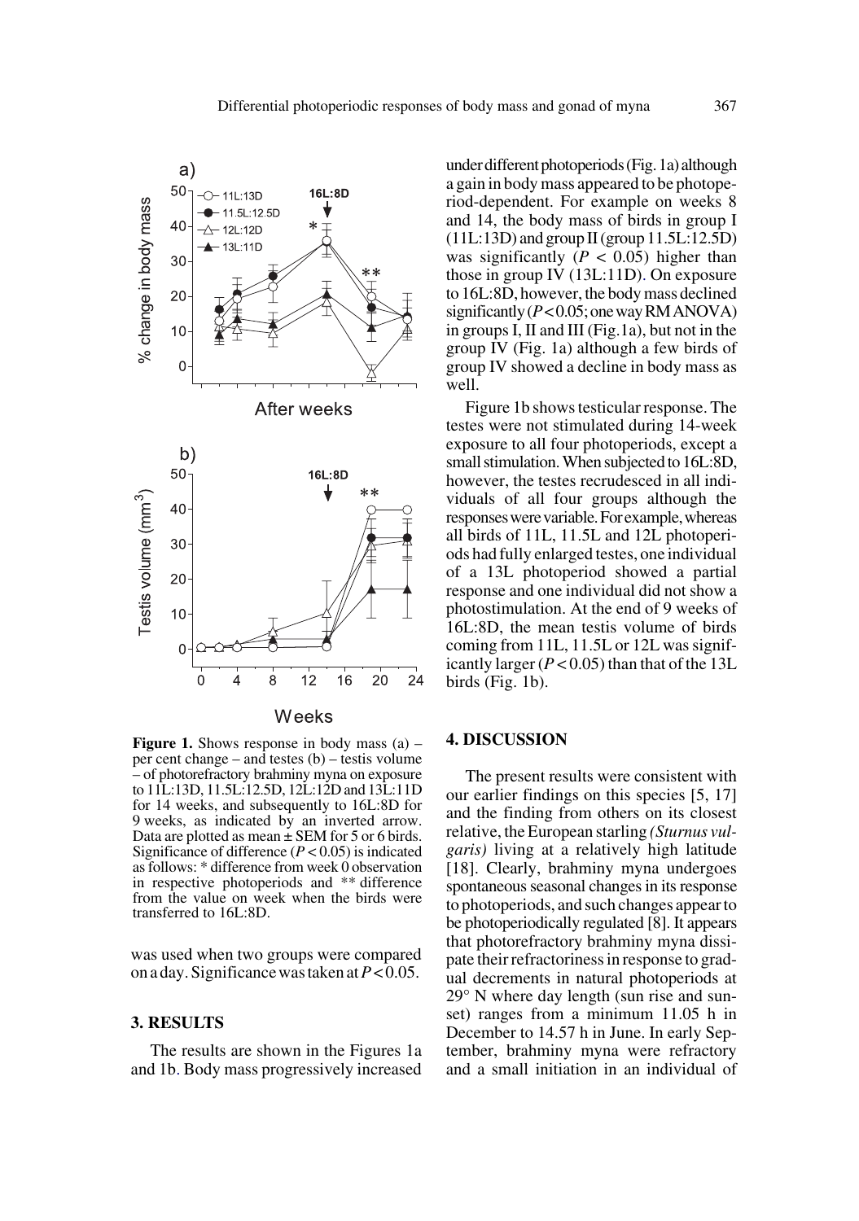**Figure 1.** Shows response in body mass (a) – per cent change – and testes (b) – testis volume – of photorefractory brahminy myna on exposure to 11L:13D, 11.5L:12.5D, 12L:12D and 13L:11D for 14 weeks, and subsequently to 16L:8D for 9 weeks, as indicated by an inverted arrow. Data are plotted as mean ± SEM for 5 or 6 birds. Significance of difference ($P < 0.05$) is indicated as follows: * difference from week 0 observation in respective photoperiods and ** difference from the value on week when the birds were transferred to 16L:8D.

was used when two groups were compared on a day. Significance was taken at $P < 0.05$.

## 3. RESULTS

The results are shown in the Figures 1a and 1b. Body mass progressively increased under different photoperiods (Fig. 1a) although a gain in body mass appeared to be photoperiod-dependent. For example on weeks 8 and 14, the body mass of birds in group I (11L:13D) and group II (group 11.5L:12.5D) was significantly ($P < 0.05$) higher than those in group IV (13L:11D). On exposure to 16L:8D, however, the body mass declined significantly ($P < 0.05$; one way RM ANOVA) in groups I, II and III (Fig.1a), but not in the group IV (Fig. 1a) although a few birds of group IV showed a decline in body mass as well.

Figure 1b shows testicular response. The testes were not stimulated during 14-week exposure to all four photoperiods, except a small stimulation. When subjected to 16L:8D, however, the testes recrudesced in all individuals of all four groups although the responses were variable. For example, whereas all birds of 11L, 11.5L and 12L photoperiods had fully enlarged testes, one individual of a 13L photoperiod showed a partial response and one individual did not show a photostimulation. At the end of 9 weeks of 16L:8D, the mean testis volume of birds coming from 11L, 11.5L or 12L was significantly larger ($P < 0.05$) than that of the 13L birds (Fig. 1b).

## 4. DISCUSSION

The present results were consistent with our earlier findings on this species [5, 17] and the finding from others on its closest relative, the European starling *(Sturnus vulgaris)* living at a relatively high latitude [18]. Clearly, brahminy myna undergoes spontaneous seasonal changes in its response to photoperiods, and such changes appear to be photoperiodically regulated [8]. It appears that photorefractory brahminy myna dissipate their refractoriness in response to gradual decrements in natural photoperiods at 29° N where day length (sun rise and sunset) ranges from a minimum 11.05 h in December to 14.57 h in June. In early September, brahminy myna were refractory and a small initiation in an individual of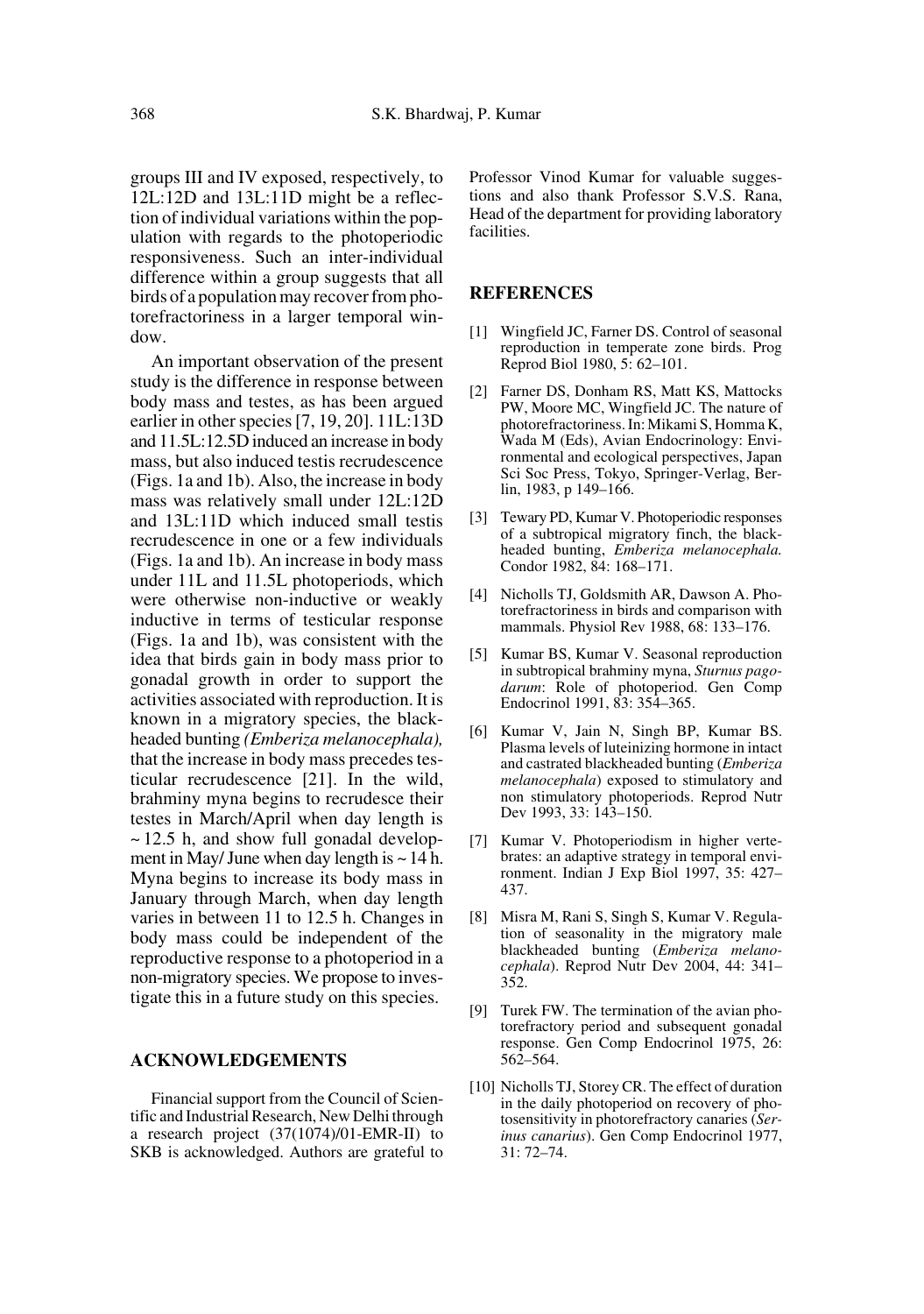groups III and IV exposed, respectively, to 12L:12D and 13L:11D might be a reflection of individual variations within the population with regards to the photoperiodic responsiveness. Such an inter-individual difference within a group suggests that all birds of a population may recover from photorefractoriness in a larger temporal window.

An important observation of the present study is the difference in response between body mass and testes, as has been argued earlier in other species [7, 19, 20]. 11L:13D and 11.5L:12.5D induced an increase in body mass, but also induced testis recrudescence (Figs. 1a and 1b). Also, the increase in body mass was relatively small under 12L:12D and 13L:11D which induced small testis recrudescence in one or a few individuals (Figs. 1a and 1b). An increase in body mass under 11L and 11.5L photoperiods, which were otherwise non-inductive or weakly inductive in terms of testicular response (Figs. 1a and 1b), was consistent with the idea that birds gain in body mass prior to gonadal growth in order to support the activities associated with reproduction. It is known in a migratory species, the blackheaded bunting *(Emberiza melanocephala),* that the increase in body mass precedes testicular recrudescence [21]. In the wild, brahminy myna begins to recrudesce their testes in March/April when day length is ~ 12.5 h, and show full gonadal development in May/ June when day length is ~ 14 h. Myna begins to increase its body mass in January through March, when day length varies in between 11 to 12.5 h. Changes in body mass could be independent of the reproductive response to a photoperiod in a non-migratory species. We propose to investigate this in a future study on this species.

## ACKNOWLEDGEMENTS

Financial support from the Council of Scientific and Industrial Research, New Delhi through a research project (37(1074)/01-EMR-II) to SKB is acknowledged. Authors are grateful to Professor Vinod Kumar for valuable suggestions and also thank Professor S.V.S. Rana, Head of the department for providing laboratory facilities.

## REFERENCES

[1] Wingfield JC, Farner DS. Control of seasonal reproduction in temperate zone birds. Prog Reprod Biol 1980, 5: 62–101.

[2] Farner DS, Donham RS, Matt KS, Mattocks PW, Moore MC, Wingfield JC. The nature of photorefractoriness. In: Mikami S, Homma K, Wada M (Eds), Avian Endocrinology: Environmental and ecological perspectives, Japan Sci Soc Press, Tokyo, Springer-Verlag, Berlin, 1983, p 149–166.

[3] Tewary PD, Kumar V. Photoperiodic responses of a subtropical migratory finch, the blackheaded bunting, *Emberiza melanocephala.* Condor 1982, 84: 168–171.

[4] Nicholls TJ, Goldsmith AR, Dawson A. Photorefractoriness in birds and comparison with mammals. Physiol Rev 1988, 68: 133–176.

[5] Kumar BS, Kumar V. Seasonal reproduction in subtropical brahminy myna, *Sturnus pagodarum*: Role of photoperiod. Gen Comp Endocrinol 1991, 83: 354–365.

[6] Kumar V, Jain N, Singh BP, Kumar BS. Plasma levels of luteinizing hormone in intact and castrated blackheaded bunting (*Emberiza melanocephala*) exposed to stimulatory and non stimulatory photoperiods. Reprod Nutr Dev 1993, 33: 143–150.

[7] Kumar V. Photoperiodism in higher vertebrates: an adaptive strategy in temporal environment. Indian J Exp Biol 1997, 35: 427–437.

[8] Misra M, Rani S, Singh S, Kumar V. Regulation of seasonality in the migratory male blackheaded bunting (*Emberiza melanocephala*). Reprod Nutr Dev 2004, 44: 341–352.

[9] Turek FW. The termination of the avian photorefractory period and subsequent gonadal response. Gen Comp Endocrinol 1975, 26: 562–564.

[10] Nicholls TJ, Storey CR. The effect of duration in the daily photoperiod on recovery of photosensitivity in photorefractory canaries (*Serinus canarius*). Gen Comp Endocrinol 1977, 31: 72–74.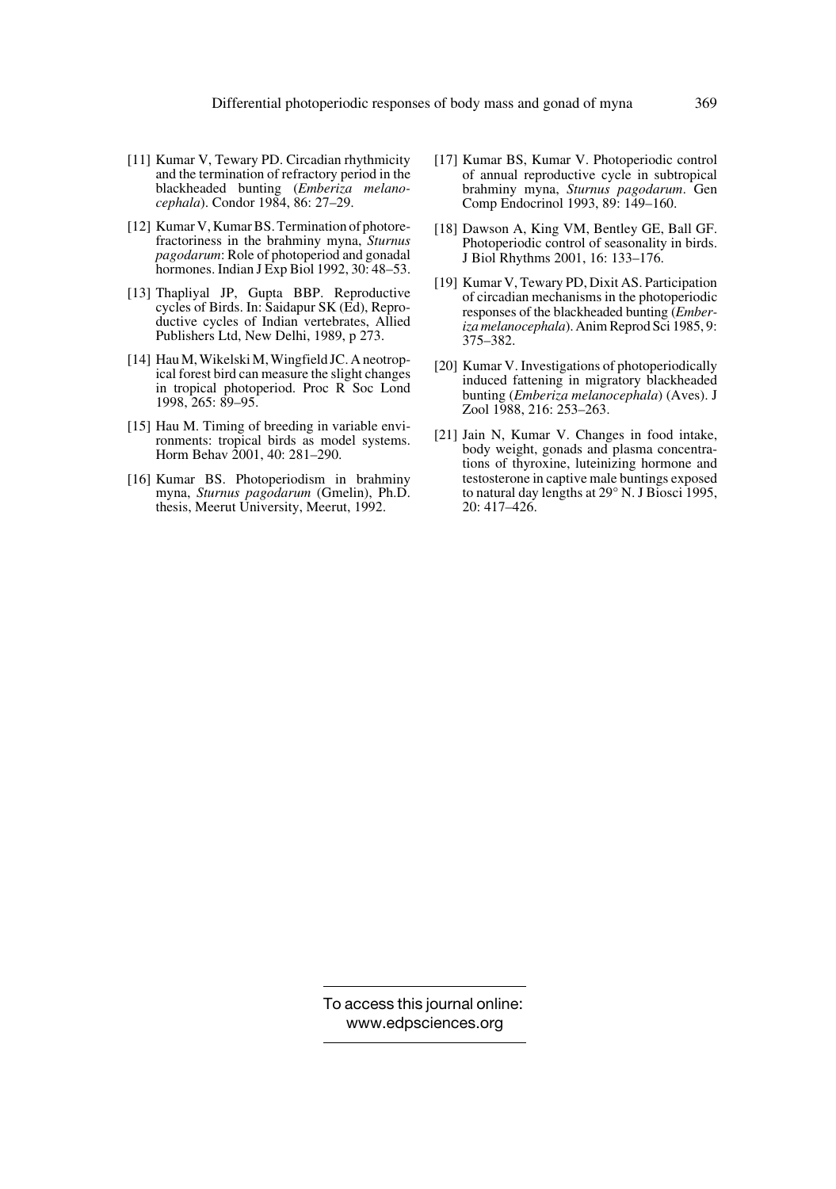[11] Kumar V, Tewary PD. Circadian rhythmicity and the termination of refractory period in the blackheaded bunting (*Emberiza melanocephala*). Condor 1984, 86: 27–29.

[12] Kumar V, Kumar BS. Termination of photorefractoriness in the brahminy myna, *Sturnus pagodarum*: Role of photoperiod and gonadal hormones. Indian J Exp Biol 1992, 30: 48–53.

[13] Thapliyal JP, Gupta BBP. Reproductive cycles of Birds. In: Saidapur SK (Ed), Reproductive cycles of Indian vertebrates, Allied Publishers Ltd, New Delhi, 1989, p 273.

[14] Hau M, Wikelski M, Wingfield JC. A neotropical forest bird can measure the slight changes in tropical photoperiod. Proc R Soc Lond 1998, 265: 89–95.

[15] Hau M. Timing of breeding in variable environments: tropical birds as model systems. Horm Behav 2001, 40: 281–290.

[16] Kumar BS. Photoperiodism in brahminy myna, *Sturnus pagodarum* (Gmelin), Ph.D. thesis, Meerut University, Meerut, 1992.

[17] Kumar BS, Kumar V. Photoperiodic control of annual reproductive cycle in subtropical brahminy myna, *Sturnus pagodarum*. Gen Comp Endocrinol 1993, 89: 149–160.

[18] Dawson A, King VM, Bentley GE, Ball GF. Photoperiodic control of seasonality in birds. J Biol Rhythms 2001, 16: 133–176.

[19] Kumar V, Tewary PD, Dixit AS. Participation of circadian mechanisms in the photoperiodic responses of the blackheaded bunting (*Emberiza melanocephala*). Anim Reprod Sci 1985, 9: 375–382.

[20] Kumar V. Investigations of photoperiodically induced fattening in migratory blackheaded bunting (*Emberiza melanocephala*) (Aves). J Zool 1988, 216: 253–263.

[21] Jain N, Kumar V. Changes in food intake, body weight, gonads and plasma concentrations of thyroxine, luteinizing hormone and testosterone in captive male buntings exposed to natural day lengths at 29° N. J Biosci 1995, 20: 417–426.

To access this journal online:
www.edpsciences.org